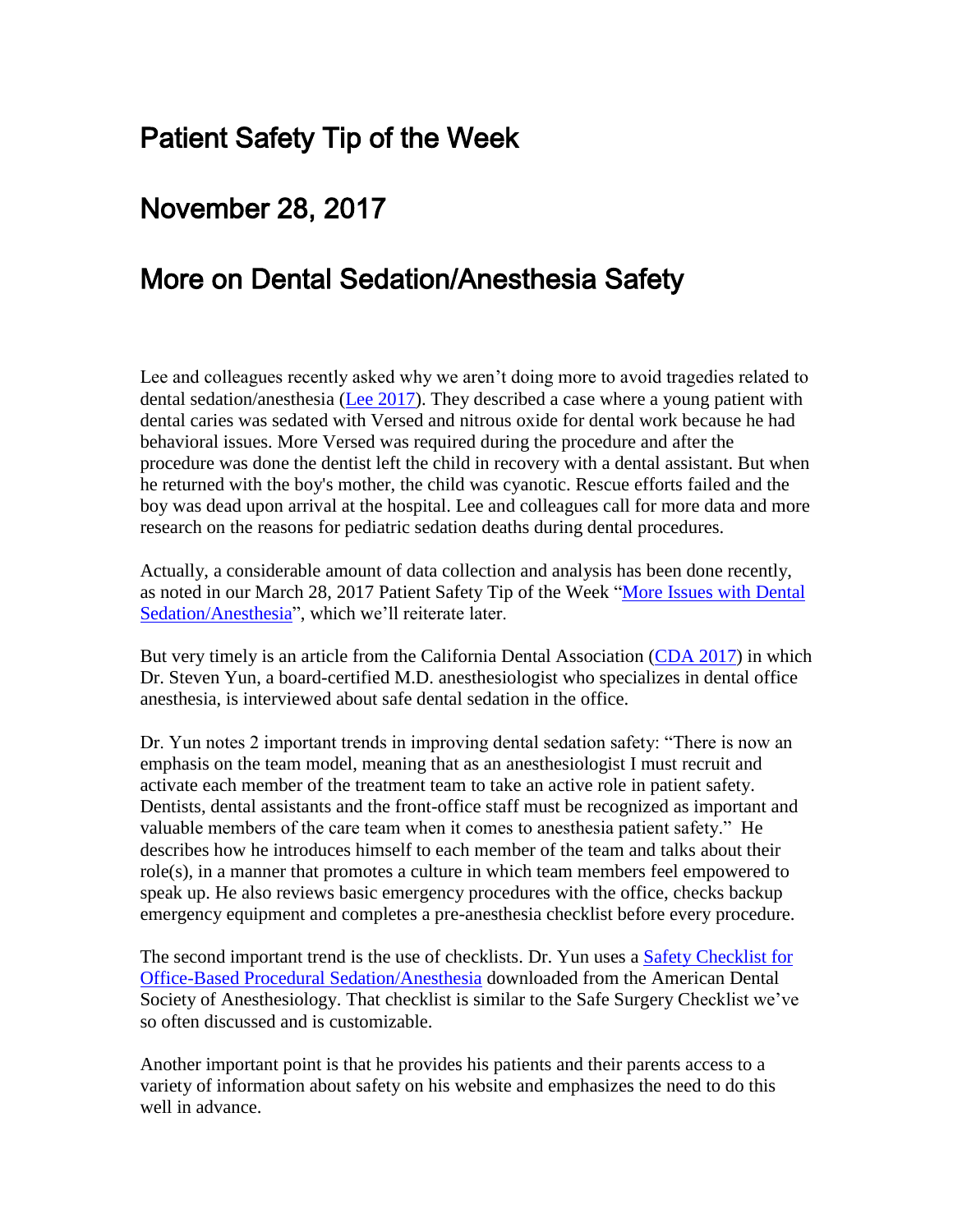# Patient Safety Tip of the Week

## November 28, 2017

## More on Dental Sedation/Anesthesia Safety

Lee and colleagues recently asked why we aren't doing more to avoid tragedies related to dental sedation/anesthesia ([Lee 2017]). They described a case where a young patient with dental caries was sedated with Versed and nitrous oxide for dental work because he had behavioral issues. More Versed was required during the procedure and after the procedure was done the dentist left the child in recovery with a dental assistant. But when he returned with the boy's mother, the child was cyanotic. Rescue efforts failed and the boy was dead upon arrival at the hospital. Lee and colleagues call for more data and more research on the reasons for pediatric sedation deaths during dental procedures.

Actually, a considerable amount of data collection and analysis has been done recently, as noted in our March 28, 2017 Patient Safety Tip of the Week "[More Issues with Dental Sedation/Anesthesia]", which we'll reiterate later.

But very timely is an article from the California Dental Association ([CDA 2017]) in which Dr. Steven Yun, a board-certified M.D. anesthesiologist who specializes in dental office anesthesia, is interviewed about safe dental sedation in the office.

Dr. Yun notes 2 important trends in improving dental sedation safety: "There is now an emphasis on the team model, meaning that as an anesthesiologist I must recruit and activate each member of the treatment team to take an active role in patient safety. Dentists, dental assistants and the front-office staff must be recognized as important and valuable members of the care team when it comes to anesthesia patient safety." He describes how he introduces himself to each member of the team and talks about their role(s), in a manner that promotes a culture in which team members feel empowered to speak up. He also reviews basic emergency procedures with the office, checks backup emergency equipment and completes a pre-anesthesia checklist before every procedure.

The second important trend is the use of checklists. Dr. Yun uses a [Safety Checklist for Office-Based Procedural Sedation/Anesthesia] downloaded from the American Dental Society of Anesthesiology. That checklist is similar to the Safe Surgery Checklist we've so often discussed and is customizable.

Another important point is that he provides his patients and their parents access to a variety of information about safety on his website and emphasizes the need to do this well in advance.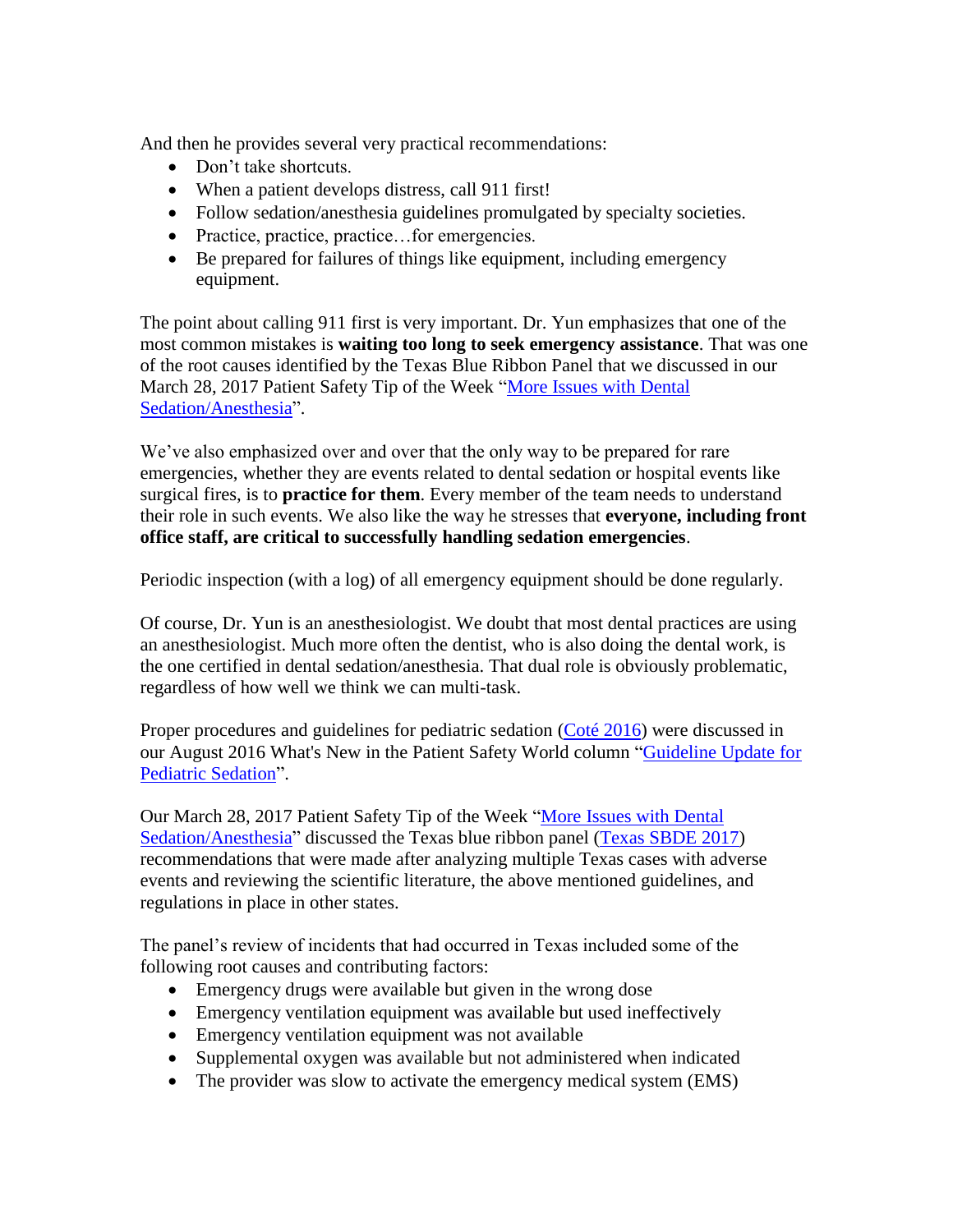And then he provides several very practical recommendations:

- Don't take shortcuts.
- When a patient develops distress, call 911 first!
- Follow sedation/anesthesia guidelines promulgated by specialty societies.
- Practice, practice, practice…for emergencies.
- Be prepared for failures of things like equipment, including emergency equipment.

The point about calling 911 first is very important. Dr. Yun emphasizes that one of the most common mistakes is **waiting too long to seek emergency assistance**. That was one of the root causes identified by the Texas Blue Ribbon Panel that we discussed in our March 28, 2017 Patient Safety Tip of the Week "More Issues with Dental Sedation/Anesthesia".

We've also emphasized over and over that the only way to be prepared for rare emergencies, whether they are events related to dental sedation or hospital events like surgical fires, is to **practice for them**. Every member of the team needs to understand their role in such events. We also like the way he stresses that **everyone, including front office staff, are critical to successfully handling sedation emergencies**.

Periodic inspection (with a log) of all emergency equipment should be done regularly.

Of course, Dr. Yun is an anesthesiologist. We doubt that most dental practices are using an anesthesiologist. Much more often the dentist, who is also doing the dental work, is the one certified in dental sedation/anesthesia. That dual role is obviously problematic, regardless of how well we think we can multi-task.

Proper procedures and guidelines for pediatric sedation (Coté 2016) were discussed in our August 2016 What's New in the Patient Safety World column "Guideline Update for Pediatric Sedation".

Our March 28, 2017 Patient Safety Tip of the Week "More Issues with Dental Sedation/Anesthesia" discussed the Texas blue ribbon panel (Texas SBDE 2017) recommendations that were made after analyzing multiple Texas cases with adverse events and reviewing the scientific literature, the above mentioned guidelines, and regulations in place in other states.

The panel's review of incidents that had occurred in Texas included some of the following root causes and contributing factors:

- Emergency drugs were available but given in the wrong dose
- Emergency ventilation equipment was available but used ineffectively
- Emergency ventilation equipment was not available
- Supplemental oxygen was available but not administered when indicated
- The provider was slow to activate the emergency medical system (EMS)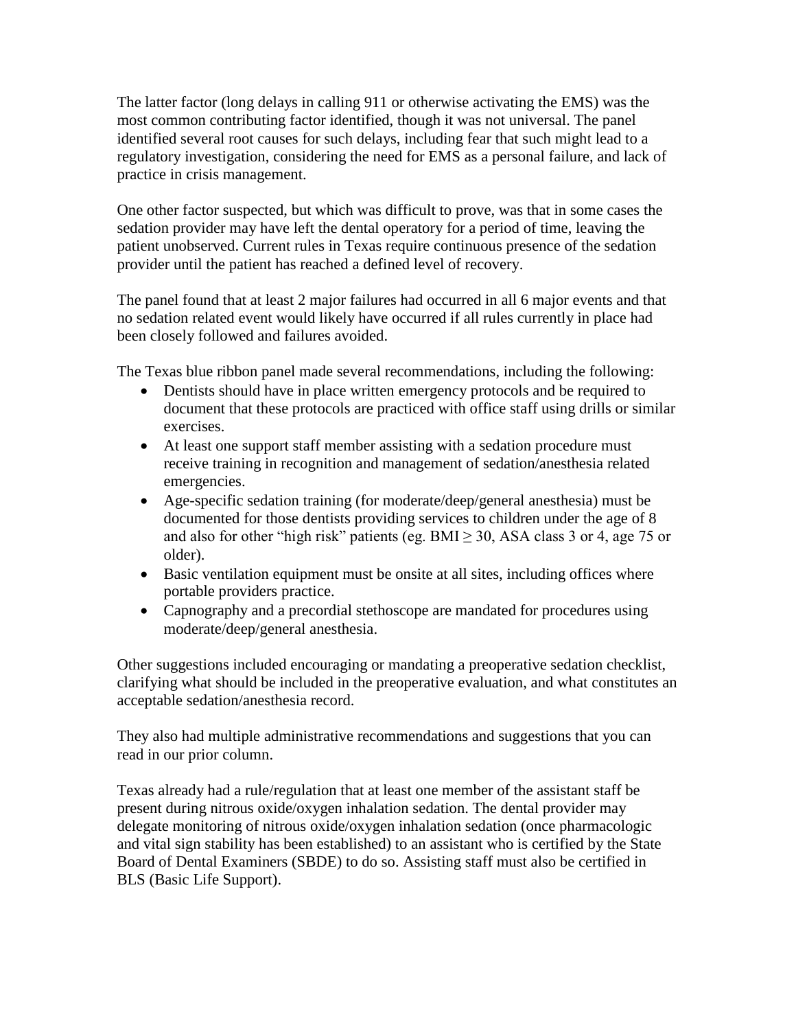The latter factor (long delays in calling 911 or otherwise activating the EMS) was the most common contributing factor identified, though it was not universal. The panel identified several root causes for such delays, including fear that such might lead to a regulatory investigation, considering the need for EMS as a personal failure, and lack of practice in crisis management.

One other factor suspected, but which was difficult to prove, was that in some cases the sedation provider may have left the dental operatory for a period of time, leaving the patient unobserved. Current rules in Texas require continuous presence of the sedation provider until the patient has reached a defined level of recovery.

The panel found that at least 2 major failures had occurred in all 6 major events and that no sedation related event would likely have occurred if all rules currently in place had been closely followed and failures avoided.

The Texas blue ribbon panel made several recommendations, including the following:

- Dentists should have in place written emergency protocols and be required to document that these protocols are practiced with office staff using drills or similar exercises.
- At least one support staff member assisting with a sedation procedure must receive training in recognition and management of sedation/anesthesia related emergencies.
- Age-specific sedation training (for moderate/deep/general anesthesia) must be documented for those dentists providing services to children under the age of 8 and also for other "high risk" patients (eg. BMI ≥ 30, ASA class 3 or 4, age 75 or older).
- Basic ventilation equipment must be onsite at all sites, including offices where portable providers practice.
- Capnography and a precordial stethoscope are mandated for procedures using moderate/deep/general anesthesia.

Other suggestions included encouraging or mandating a preoperative sedation checklist, clarifying what should be included in the preoperative evaluation, and what constitutes an acceptable sedation/anesthesia record.

They also had multiple administrative recommendations and suggestions that you can read in our prior column.

Texas already had a rule/regulation that at least one member of the assistant staff be present during nitrous oxide/oxygen inhalation sedation. The dental provider may delegate monitoring of nitrous oxide/oxygen inhalation sedation (once pharmacologic and vital sign stability has been established) to an assistant who is certified by the State Board of Dental Examiners (SBDE) to do so. Assisting staff must also be certified in BLS (Basic Life Support).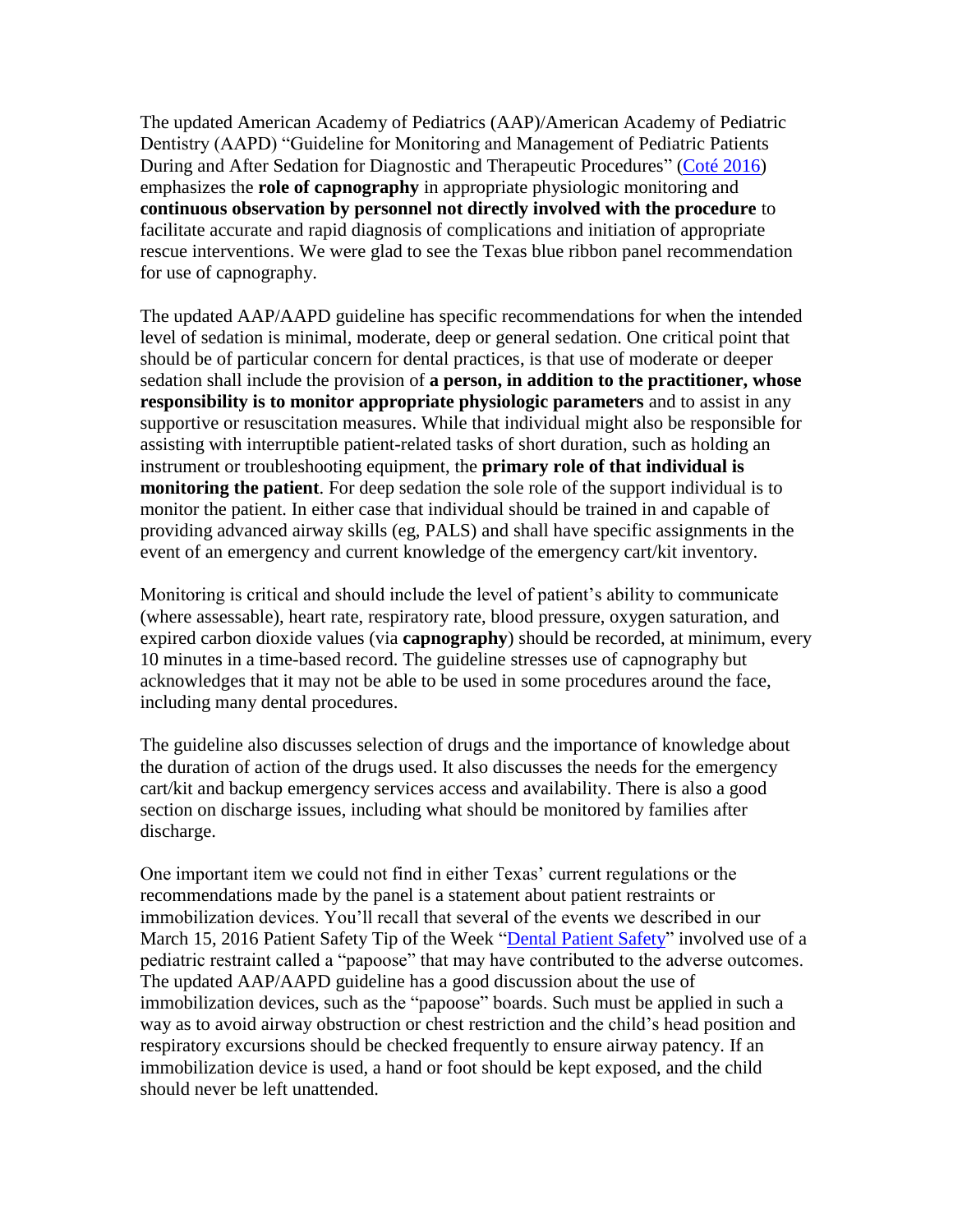The updated American Academy of Pediatrics (AAP)/American Academy of Pediatric Dentistry (AAPD) "Guideline for Monitoring and Management of Pediatric Patients During and After Sedation for Diagnostic and Therapeutic Procedures" ([Coté 2016]) emphasizes the **role of capnography** in appropriate physiologic monitoring and **continuous observation by personnel not directly involved with the procedure** to facilitate accurate and rapid diagnosis of complications and initiation of appropriate rescue interventions. We were glad to see the Texas blue ribbon panel recommendation for use of capnography.

The updated AAP/AAPD guideline has specific recommendations for when the intended level of sedation is minimal, moderate, deep or general sedation. One critical point that should be of particular concern for dental practices, is that use of moderate or deeper sedation shall include the provision of **a person, in addition to the practitioner, whose responsibility is to monitor appropriate physiologic parameters** and to assist in any supportive or resuscitation measures. While that individual might also be responsible for assisting with interruptible patient-related tasks of short duration, such as holding an instrument or troubleshooting equipment, the **primary role of that individual is monitoring the patient**. For deep sedation the sole role of the support individual is to monitor the patient. In either case that individual should be trained in and capable of providing advanced airway skills (eg, PALS) and shall have specific assignments in the event of an emergency and current knowledge of the emergency cart/kit inventory.

Monitoring is critical and should include the level of patient's ability to communicate (where assessable), heart rate, respiratory rate, blood pressure, oxygen saturation, and expired carbon dioxide values (via **capnography**) should be recorded, at minimum, every 10 minutes in a time-based record. The guideline stresses use of capnography but acknowledges that it may not be able to be used in some procedures around the face, including many dental procedures.

The guideline also discusses selection of drugs and the importance of knowledge about the duration of action of the drugs used. It also discusses the needs for the emergency cart/kit and backup emergency services access and availability. There is also a good section on discharge issues, including what should be monitored by families after discharge.

One important item we could not find in either Texas' current regulations or the recommendations made by the panel is a statement about patient restraints or immobilization devices. You'll recall that several of the events we described in our March 15, 2016 Patient Safety Tip of the Week "[Dental Patient Safety]" involved use of a pediatric restraint called a "papoose" that may have contributed to the adverse outcomes. The updated AAP/AAPD guideline has a good discussion about the use of immobilization devices, such as the "papoose" boards. Such must be applied in such a way as to avoid airway obstruction or chest restriction and the child's head position and respiratory excursions should be checked frequently to ensure airway patency. If an immobilization device is used, a hand or foot should be kept exposed, and the child should never be left unattended.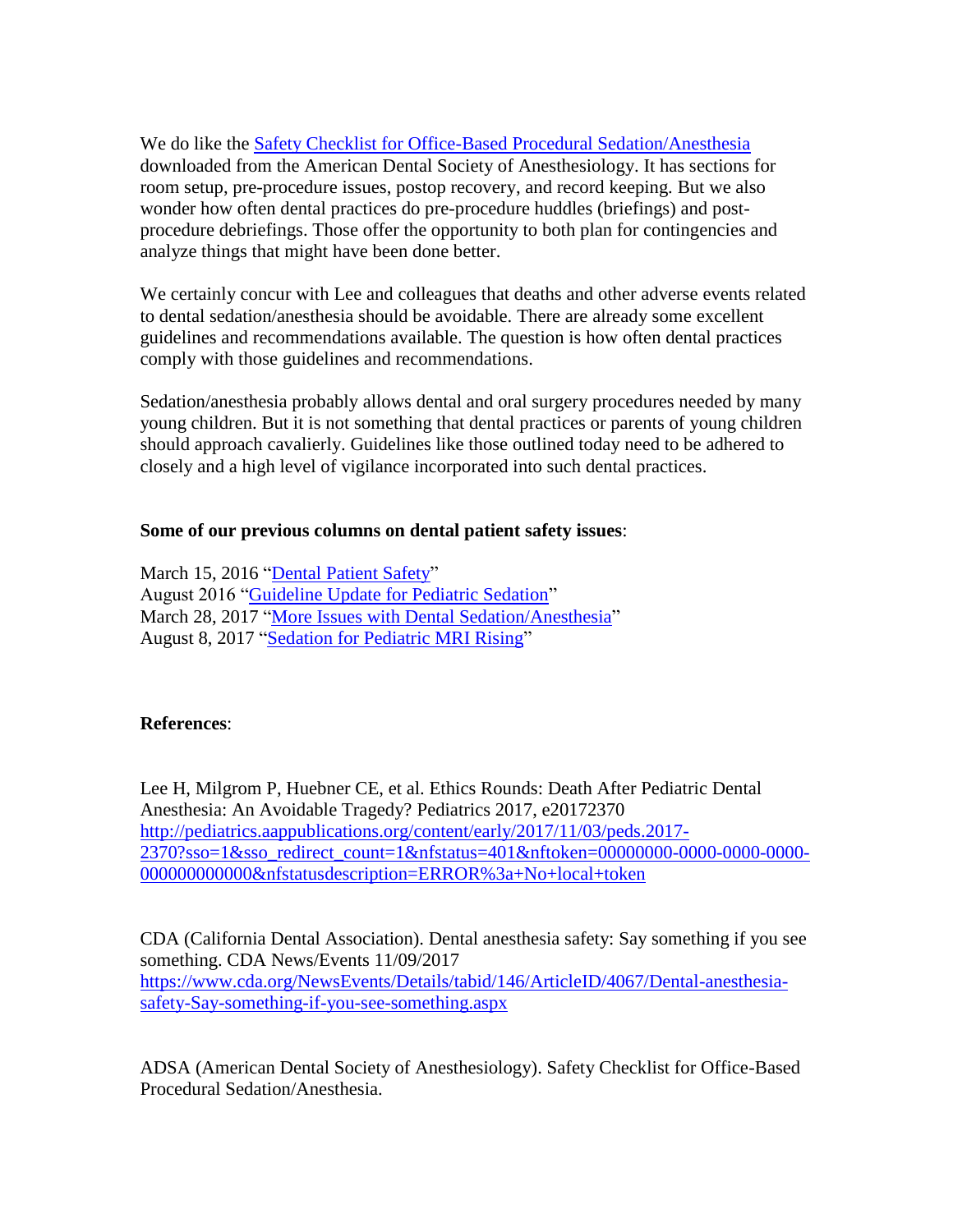We do like the [Safety Checklist for Office-Based Procedural Sedation/Anesthesia] downloaded from the American Dental Society of Anesthesiology. It has sections for room setup, pre-procedure issues, postop recovery, and record keeping. But we also wonder how often dental practices do pre-procedure huddles (briefings) and post-procedure debriefings. Those offer the opportunity to both plan for contingencies and analyze things that might have been done better.

We certainly concur with Lee and colleagues that deaths and other adverse events related to dental sedation/anesthesia should be avoidable. There are already some excellent guidelines and recommendations available. The question is how often dental practices comply with those guidelines and recommendations.

Sedation/anesthesia probably allows dental and oral surgery procedures needed by many young children. But it is not something that dental practices or parents of young children should approach cavalierly. Guidelines like those outlined today need to be adhered to closely and a high level of vigilance incorporated into such dental practices.

**Some of our previous columns on dental patient safety issues**:

March 15, 2016 "Dental Patient Safety"
August 2016 "Guideline Update for Pediatric Sedation"
March 28, 2017 "More Issues with Dental Sedation/Anesthesia"
August 8, 2017 "Sedation for Pediatric MRI Rising"

**References**:

Lee H, Milgrom P, Huebner CE, et al. Ethics Rounds: Death After Pediatric Dental Anesthesia: An Avoidable Tragedy? Pediatrics 2017, e20172370
http://pediatrics.aappublications.org/content/early/2017/11/03/peds.2017-2370?sso=1&sso_redirect_count=1&nfstatus=401&nftoken=00000000-0000-0000-0000-000000000000&nfstatusdescription=ERROR%3a+No+local+token

CDA (California Dental Association). Dental anesthesia safety: Say something if you see something. CDA News/Events 11/09/2017
https://www.cda.org/NewsEvents/Details/tabid/146/ArticleID/4067/Dental-anesthesia-safety-Say-something-if-you-see-something.aspx

ADSA (American Dental Society of Anesthesiology). Safety Checklist for Office-Based Procedural Sedation/Anesthesia.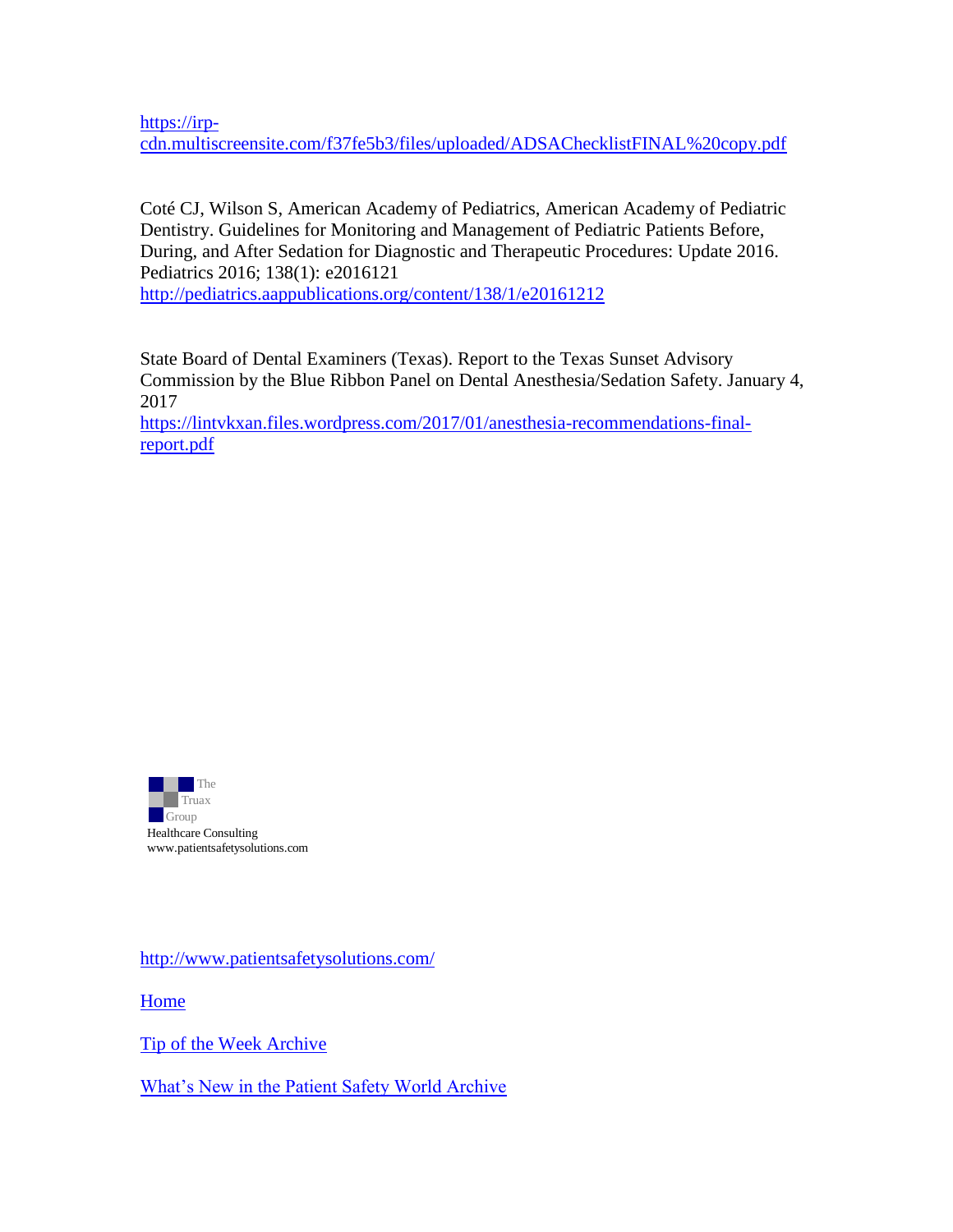https://irp-cdn.multiscreensite.com/f37fe5b3/files/uploaded/ADSAChecklistFINAL%20copy.pdf

Coté CJ, Wilson S, American Academy of Pediatrics, American Academy of Pediatric Dentistry. Guidelines for Monitoring and Management of Pediatric Patients Before, During, and After Sedation for Diagnostic and Therapeutic Procedures: Update 2016. Pediatrics 2016; 138(1): e2016121
http://pediatrics.aappublications.org/content/138/1/e20161212

State Board of Dental Examiners (Texas). Report to the Texas Sunset Advisory Commission by the Blue Ribbon Panel on Dental Anesthesia/Sedation Safety. January 4, 2017
https://lintvkxan.files.wordpress.com/2017/01/anesthesia-recommendations-final-report.pdf

The Truax Group
Healthcare Consulting
www.patientsafetysolutions.com

http://www.patientsafetysolutions.com/

Home

Tip of the Week Archive

What's New in the Patient Safety World Archive